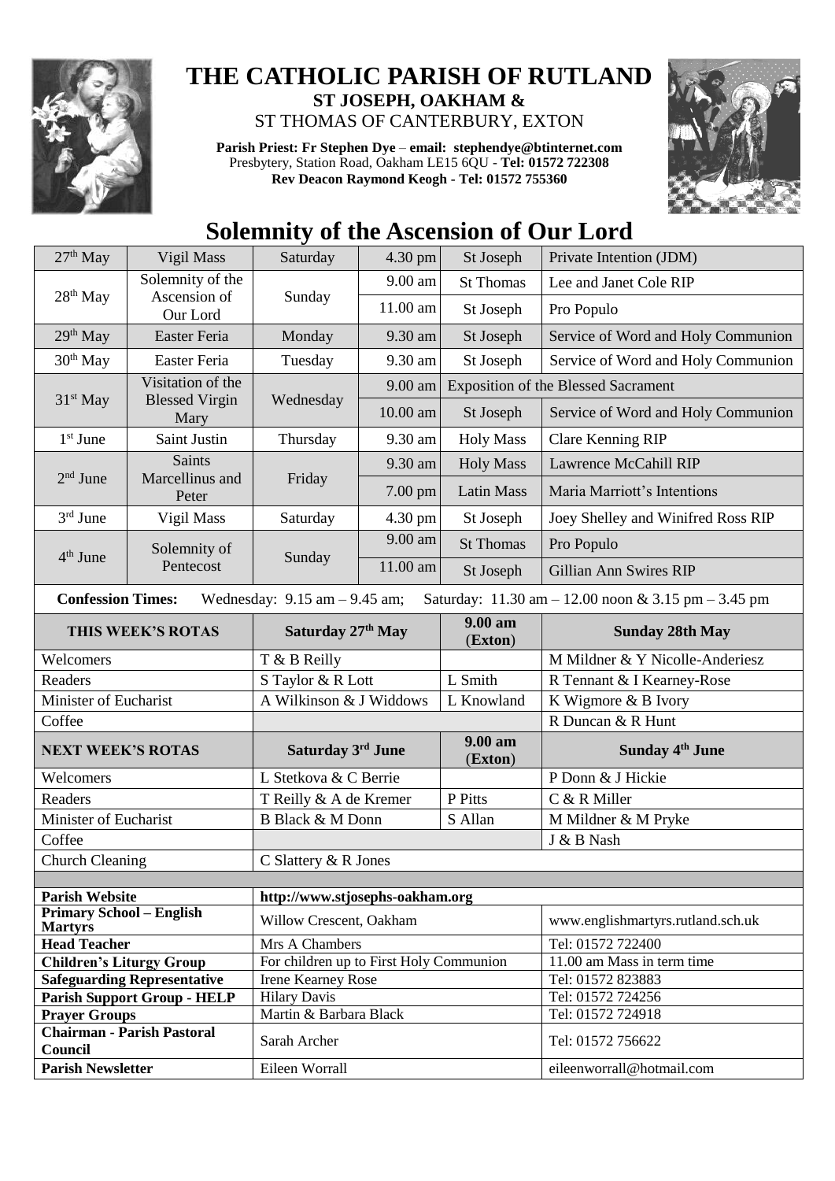# THE CATHOLIC PARISH OF RUTLAND

**ST JOSEPH, OAKHAM &**

ST THOMAS OF CANTERBURY, EXTON

**Parish Priest: Fr Stephen Dye** – **email: stephendye@btinternet.com**
Presbytery, Station Road, Oakham LE15 6QU - **Tel: 01572 722308**
**Rev Deacon Raymond Keogh - Tel: 01572 755360**

## Solemnity of the Ascension of Our Lord

| | | | | | |
|---|---|---|---|---|---|
| 27th May | Vigil Mass | Saturday | 4.30 pm | St Joseph | Private Intention (JDM) |
| 28th May | Solemnity of the Ascension of Our Lord | Sunday | 9.00 am | St Thomas | Lee and Janet Cole RIP |
| | | | 11.00 am | St Joseph | Pro Populo |
| 29th May | Easter Feria | Monday | 9.30 am | St Joseph | Service of Word and Holy Communion |
| 30th May | Easter Feria | Tuesday | 9.30 am | St Joseph | Service of Word and Holy Communion |
| 31st May | Visitation of the Blessed Virgin Mary | Wednesday | 9.00 am | Exposition of the Blessed Sacrament | |
| | | | 10.00 am | St Joseph | Service of Word and Holy Communion |
| 1st June | Saint Justin | Thursday | 9.30 am | Holy Mass | Clare Kenning RIP |
| 2nd June | Saints Marcellinus and Peter | Friday | 9.30 am | Holy Mass | Lawrence McCahill RIP |
| | | | 7.00 pm | Latin Mass | Maria Marriott's Intentions |
| 3rd June | Vigil Mass | Saturday | 4.30 pm | St Joseph | Joey Shelley and Winifred Ross RIP |
| 4th June | Solemnity of Pentecost | Sunday | 9.00 am | St Thomas | Pro Populo |
| | | | 11.00 am | St Joseph | Gillian Ann Swires RIP |

**Confession Times:** Wednesday: 9.15 am – 9.45 am; Saturday: 11.30 am – 12.00 noon & 3.15 pm – 3.45 pm

| THIS WEEK'S ROTAS | Saturday 27th May | 9.00 am (Exton) | Sunday 28th May |
|---|---|---|---|
| Welcomers | T & B Reilly | | M Mildner & Y Nicolle-Anderiesz |
| Readers | S Taylor & R Lott | L Smith | R Tennant & I Kearney-Rose |
| Minister of Eucharist | A Wilkinson & J Widdows | L Knowland | K Wigmore & B Ivory |
| Coffee | | | R Duncan & R Hunt |
| **NEXT WEEK'S ROTAS** | **Saturday 3rd June** | **9.00 am (Exton)** | **Sunday 4th June** |
| Welcomers | L Stetkova & C Berrie | | P Donn & J Hickie |
| Readers | T Reilly & A de Kremer | P Pitts | C & R Miller |
| Minister of Eucharist | B Black & M Donn | S Allan | M Mildner & M Pryke |
| Coffee | | | J & B Nash |
| Church Cleaning | C Slattery & R Jones | | |

| | | |
|---|---|---|
| **Parish Website** | http://www.stjosephs-oakham.org | |
| **Primary School – English Martyrs** | Willow Crescent, Oakham | www.englishmartyrs.rutland.sch.uk |
| **Head Teacher** | Mrs A Chambers | Tel: 01572 722400 |
| **Children's Liturgy Group** | For children up to First Holy Communion | 11.00 am Mass in term time |
| **Safeguarding Representative** | Irene Kearney Rose | Tel: 01572 823883 |
| **Parish Support Group - HELP** | Hilary Davis | Tel: 01572 724256 |
| **Prayer Groups** | Martin & Barbara Black | Tel: 01572 724918 |
| **Chairman - Parish Pastoral Council** | Sarah Archer | Tel: 01572 756622 |
| **Parish Newsletter** | Eileen Worrall | eileenworrall@hotmail.com |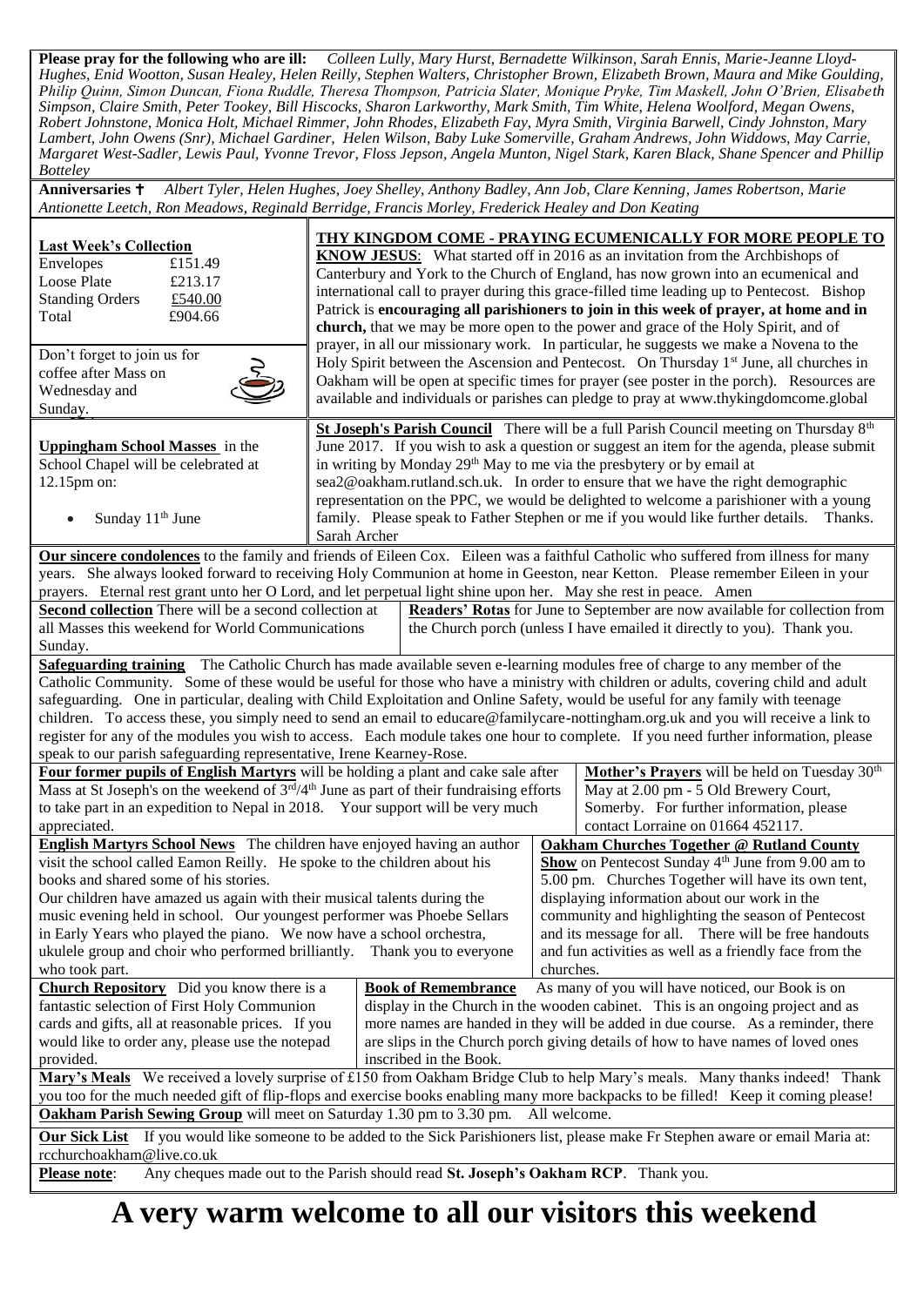**Please pray for the following who are ill:** *Colleen Lully, Mary Hurst, Bernadette Wilkinson, Sarah Ennis, Marie-Jeanne Lloyd-Hughes, Enid Wootton, Susan Healey, Helen Reilly, Stephen Walters, Christopher Brown, Elizabeth Brown, Maura and Mike Goulding, Philip Quinn, Simon Duncan, Fiona Ruddle, Theresa Thompson, Patricia Slater, Monique Pryke, Tim Maskell, John O'Brien, Elisabeth Simpson, Claire Smith, Peter Tookey, Bill Hiscocks, Sharon Larkworthy, Mark Smith, Tim White, Helena Woolford, Megan Owens, Robert Johnstone, Monica Holt, Michael Rimmer, John Rhodes, Elizabeth Fay, Myra Smith, Virginia Barwell, Cindy Johnston, Mary Lambert, John Owens (Snr), Michael Gardiner, Helen Wilson, Baby Luke Somerville, Graham Andrews, John Widdows, May Carrie, Margaret West-Sadler, Lewis Paul, Yvonne Trevor, Floss Jepson, Angela Munton, Nigel Stark, Karen Black, Shane Spencer and Phillip Botteley*

**Anniversaries ✝** *Albert Tyler, Helen Hughes, Joey Shelley, Anthony Badley, Ann Job, Clare Kenning, James Robertson, Marie Antionette Leetch, Ron Meadows, Reginald Berridge, Francis Morley, Frederick Healey and Don Keating*

**Last Week's Collection**

| | |
|---|---|
| Envelopes | £151.49 |
| Loose Plate | £213.17 |
| Standing Orders | £540.00 |
| Total | £904.66 |

Don't forget to join us for coffee after Mass on Wednesday and Sunday.

**THY KINGDOM COME - PRAYING ECUMENICALLY FOR MORE PEOPLE TO KNOW JESUS**: What started off in 2016 as an invitation from the Archbishops of Canterbury and York to the Church of England, has now grown into an ecumenical and international call to prayer during this grace-filled time leading up to Pentecost. Bishop Patrick is **encouraging all parishioners to join in this week of prayer, at home and in church,** that we may be more open to the power and grace of the Holy Spirit, and of prayer, in all our missionary work. In particular, he suggests we make a Novena to the Holy Spirit between the Ascension and Pentecost. On Thursday 1st June, all churches in Oakham will be open at specific times for prayer (see poster in the porch). Resources are available and individuals or parishes can pledge to pray at www.thykingdomcome.global

**Uppingham School Masses** in the School Chapel will be celebrated at 12.15pm on:

- Sunday 11th June

**St Joseph's Parish Council** There will be a full Parish Council meeting on Thursday 8th June 2017. If you wish to ask a question or suggest an item for the agenda, please submit in writing by Monday 29th May to me via the presbytery or by email at sea2@oakham.rutland.sch.uk. In order to ensure that we have the right demographic representation on the PPC, we would be delighted to welcome a parishioner with a young family. Please speak to Father Stephen or me if you would like further details. Thanks. Sarah Archer

**Our sincere condolences** to the family and friends of Eileen Cox. Eileen was a faithful Catholic who suffered from illness for many years. She always looked forward to receiving Holy Communion at home in Geeston, near Ketton. Please remember Eileen in your prayers. Eternal rest grant unto her O Lord, and let perpetual light shine upon her. May she rest in peace. Amen

**Second collection** There will be a second collection at all Masses this weekend for World Communications Sunday.

**Readers' Rotas** for June to September are now available for collection from the Church porch (unless I have emailed it directly to you). Thank you.

**Safeguarding training** The Catholic Church has made available seven e-learning modules free of charge to any member of the Catholic Community. Some of these would be useful for those who have a ministry with children or adults, covering child and adult safeguarding. One in particular, dealing with Child Exploitation and Online Safety, would be useful for any family with teenage children. To access these, you simply need to send an email to educare@familycare-nottingham.org.uk and you will receive a link to register for any of the modules you wish to access. Each module takes one hour to complete. If you need further information, please speak to our parish safeguarding representative, Irene Kearney-Rose.

**Four former pupils of English Martyrs** will be holding a plant and cake sale after Mass at St Joseph's on the weekend of 3rd/4th June as part of their fundraising efforts to take part in an expedition to Nepal in 2018. Your support will be very much appreciated.

**Mother's Prayers** will be held on Tuesday 30th May at 2.00 pm - 5 Old Brewery Court, Somerby. For further information, please contact Lorraine on 01664 452117.

**English Martyrs School News** The children have enjoyed having an author visit the school called Eamon Reilly. He spoke to the children about his books and shared some of his stories.
Our children have amazed us again with their musical talents during the music evening held in school. Our youngest performer was Phoebe Sellars in Early Years who played the piano. We now have a school orchestra, ukulele group and choir who performed brilliantly. Thank you to everyone who took part.

**Oakham Churches Together @ Rutland County Show** on Pentecost Sunday 4th June from 9.00 am to 5.00 pm. Churches Together will have its own tent, displaying information about our work in the community and highlighting the season of Pentecost and its message for all. There will be free handouts and fun activities as well as a friendly face from the churches.

**Church Repository** Did you know there is a fantastic selection of First Holy Communion cards and gifts, all at reasonable prices. If you would like to order any, please use the notepad provided.

**Book of Remembrance** As many of you will have noticed, our Book is on display in the Church in the wooden cabinet. This is an ongoing project and as more names are handed in they will be added in due course. As a reminder, there are slips in the Church porch giving details of how to have names of loved ones inscribed in the Book.

**Mary's Meals** We received a lovely surprise of £150 from Oakham Bridge Club to help Mary's meals. Many thanks indeed! Thank you too for the much needed gift of flip-flops and exercise books enabling many more backpacks to be filled! Keep it coming please!

**Oakham Parish Sewing Group** will meet on Saturday 1.30 pm to 3.30 pm. All welcome.

**Our Sick List** If you would like someone to be added to the Sick Parishioners list, please make Fr Stephen aware or email Maria at: rcchurchoakham@live.co.uk

**Please note**: Any cheques made out to the Parish should read **St. Joseph's Oakham RCP**. Thank you.

# A very warm welcome to all our visitors this weekend